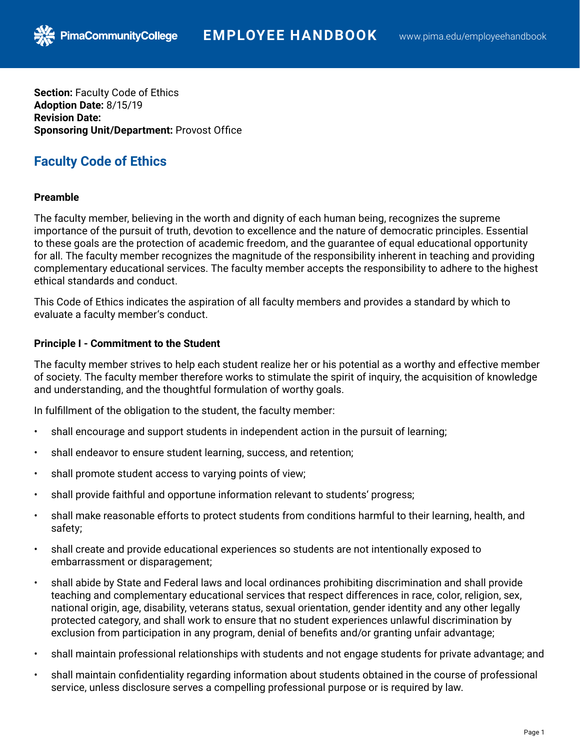**Section:** Faculty Code of Ethics
**Adoption Date:** 8/15/19
**Revision Date:**
**Sponsoring Unit/Department:** Provost Office

# Faculty Code of Ethics

### Preamble

The faculty member, believing in the worth and dignity of each human being, recognizes the supreme importance of the pursuit of truth, devotion to excellence and the nature of democratic principles. Essential to these goals are the protection of academic freedom, and the guarantee of equal educational opportunity for all. The faculty member recognizes the magnitude of the responsibility inherent in teaching and providing complementary educational services. The faculty member accepts the responsibility to adhere to the highest ethical standards and conduct.

This Code of Ethics indicates the aspiration of all faculty members and provides a standard by which to evaluate a faculty member's conduct.

### Principle I - Commitment to the Student

The faculty member strives to help each student realize her or his potential as a worthy and effective member of society. The faculty member therefore works to stimulate the spirit of inquiry, the acquisition of knowledge and understanding, and the thoughtful formulation of worthy goals.

In fulfillment of the obligation to the student, the faculty member:

- shall encourage and support students in independent action in the pursuit of learning;
- shall endeavor to ensure student learning, success, and retention;
- shall promote student access to varying points of view;
- shall provide faithful and opportune information relevant to students' progress;
- shall make reasonable efforts to protect students from conditions harmful to their learning, health, and safety;
- shall create and provide educational experiences so students are not intentionally exposed to embarrassment or disparagement;
- shall abide by State and Federal laws and local ordinances prohibiting discrimination and shall provide teaching and complementary educational services that respect differences in race, color, religion, sex, national origin, age, disability, veterans status, sexual orientation, gender identity and any other legally protected category, and shall work to ensure that no student experiences unlawful discrimination by exclusion from participation in any program, denial of benefits and/or granting unfair advantage;
- shall maintain professional relationships with students and not engage students for private advantage; and
- shall maintain confidentiality regarding information about students obtained in the course of professional service, unless disclosure serves a compelling professional purpose or is required by law.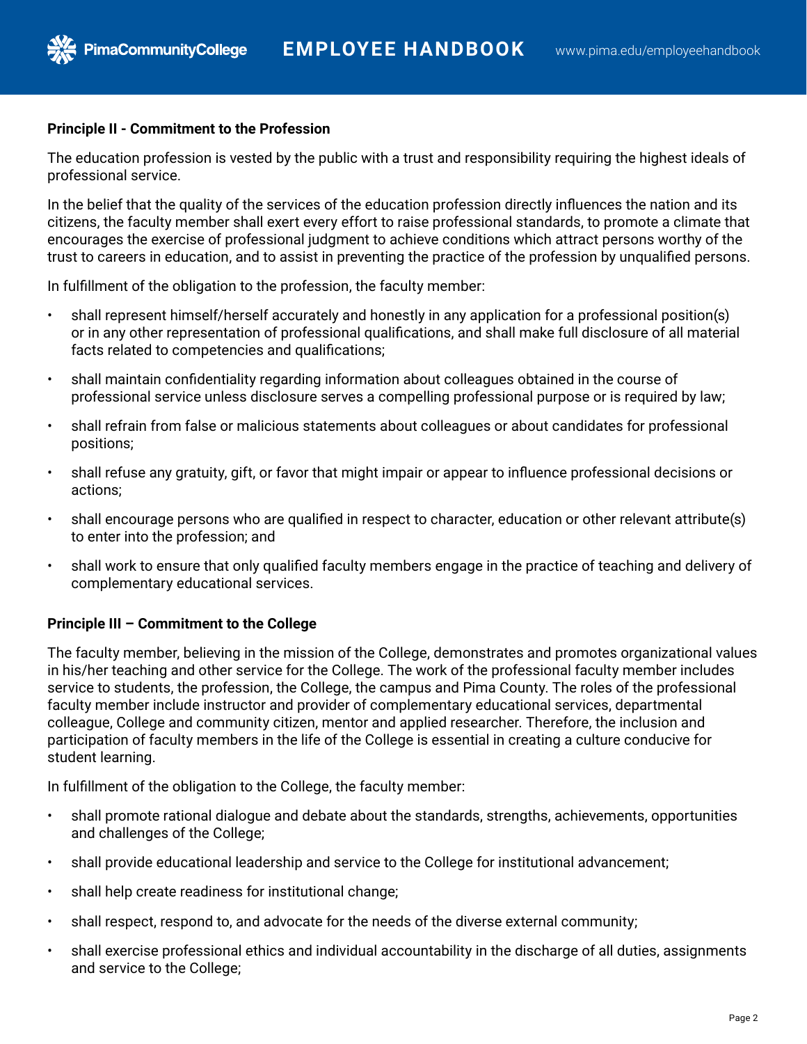**Principle II - Commitment to the Profession**

The education profession is vested by the public with a trust and responsibility requiring the highest ideals of professional service.

In the belief that the quality of the services of the education profession directly influences the nation and its citizens, the faculty member shall exert every effort to raise professional standards, to promote a climate that encourages the exercise of professional judgment to achieve conditions which attract persons worthy of the trust to careers in education, and to assist in preventing the practice of the profession by unqualified persons.

In fulfillment of the obligation to the profession, the faculty member:

- shall represent himself/herself accurately and honestly in any application for a professional position(s) or in any other representation of professional qualifications, and shall make full disclosure of all material facts related to competencies and qualifications;
- shall maintain confidentiality regarding information about colleagues obtained in the course of professional service unless disclosure serves a compelling professional purpose or is required by law;
- shall refrain from false or malicious statements about colleagues or about candidates for professional positions;
- shall refuse any gratuity, gift, or favor that might impair or appear to influence professional decisions or actions;
- shall encourage persons who are qualified in respect to character, education or other relevant attribute(s) to enter into the profession; and
- shall work to ensure that only qualified faculty members engage in the practice of teaching and delivery of complementary educational services.

**Principle III – Commitment to the College**

The faculty member, believing in the mission of the College, demonstrates and promotes organizational values in his/her teaching and other service for the College. The work of the professional faculty member includes service to students, the profession, the College, the campus and Pima County. The roles of the professional faculty member include instructor and provider of complementary educational services, departmental colleague, College and community citizen, mentor and applied researcher. Therefore, the inclusion and participation of faculty members in the life of the College is essential in creating a culture conducive for student learning.

In fulfillment of the obligation to the College, the faculty member:

- shall promote rational dialogue and debate about the standards, strengths, achievements, opportunities and challenges of the College;
- shall provide educational leadership and service to the College for institutional advancement;
- shall help create readiness for institutional change;
- shall respect, respond to, and advocate for the needs of the diverse external community;
- shall exercise professional ethics and individual accountability in the discharge of all duties, assignments and service to the College;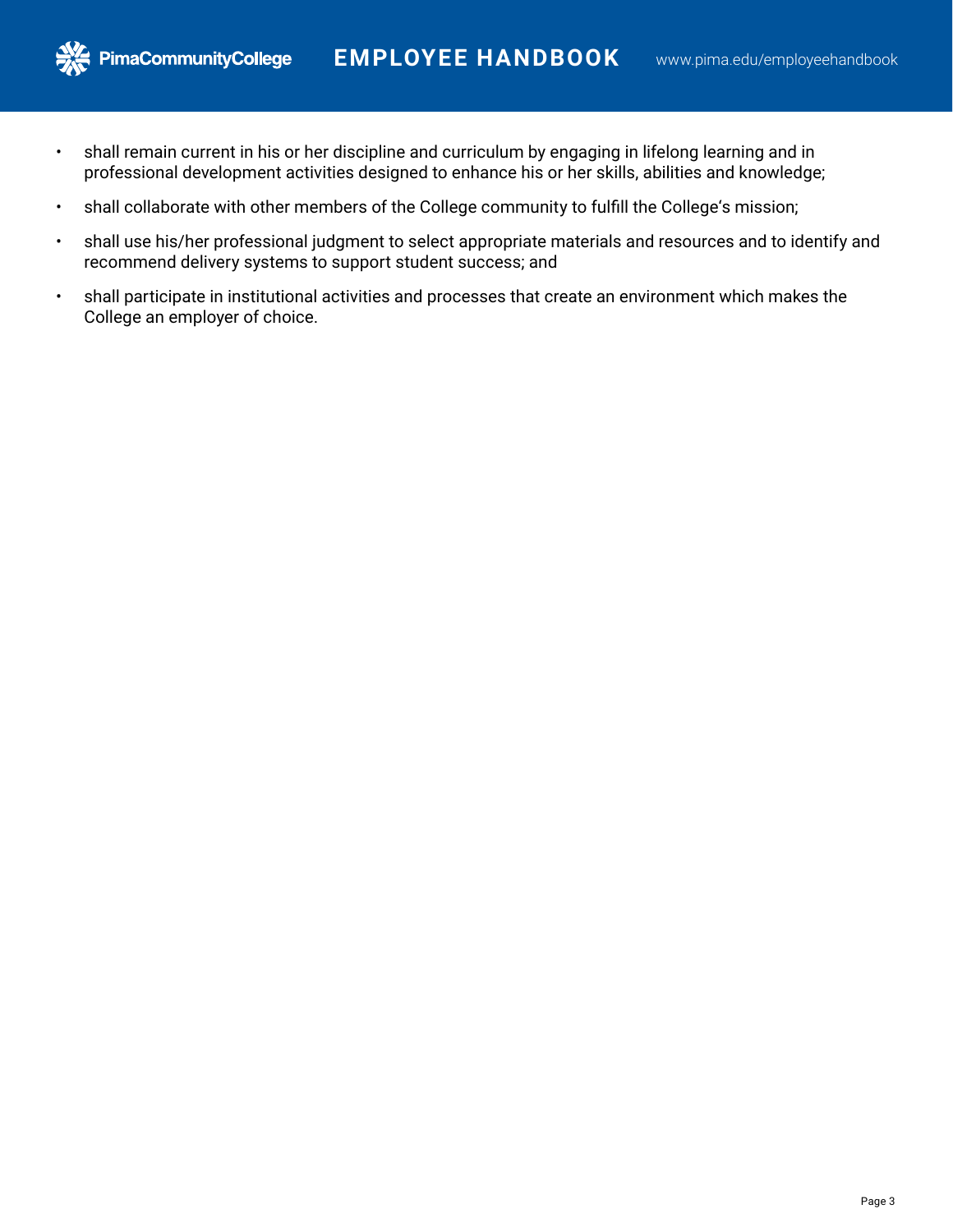- shall remain current in his or her discipline and curriculum by engaging in lifelong learning and in professional development activities designed to enhance his or her skills, abilities and knowledge;
- shall collaborate with other members of the College community to fulfill the College's mission;
- shall use his/her professional judgment to select appropriate materials and resources and to identify and recommend delivery systems to support student success; and
- shall participate in institutional activities and processes that create an environment which makes the College an employer of choice.